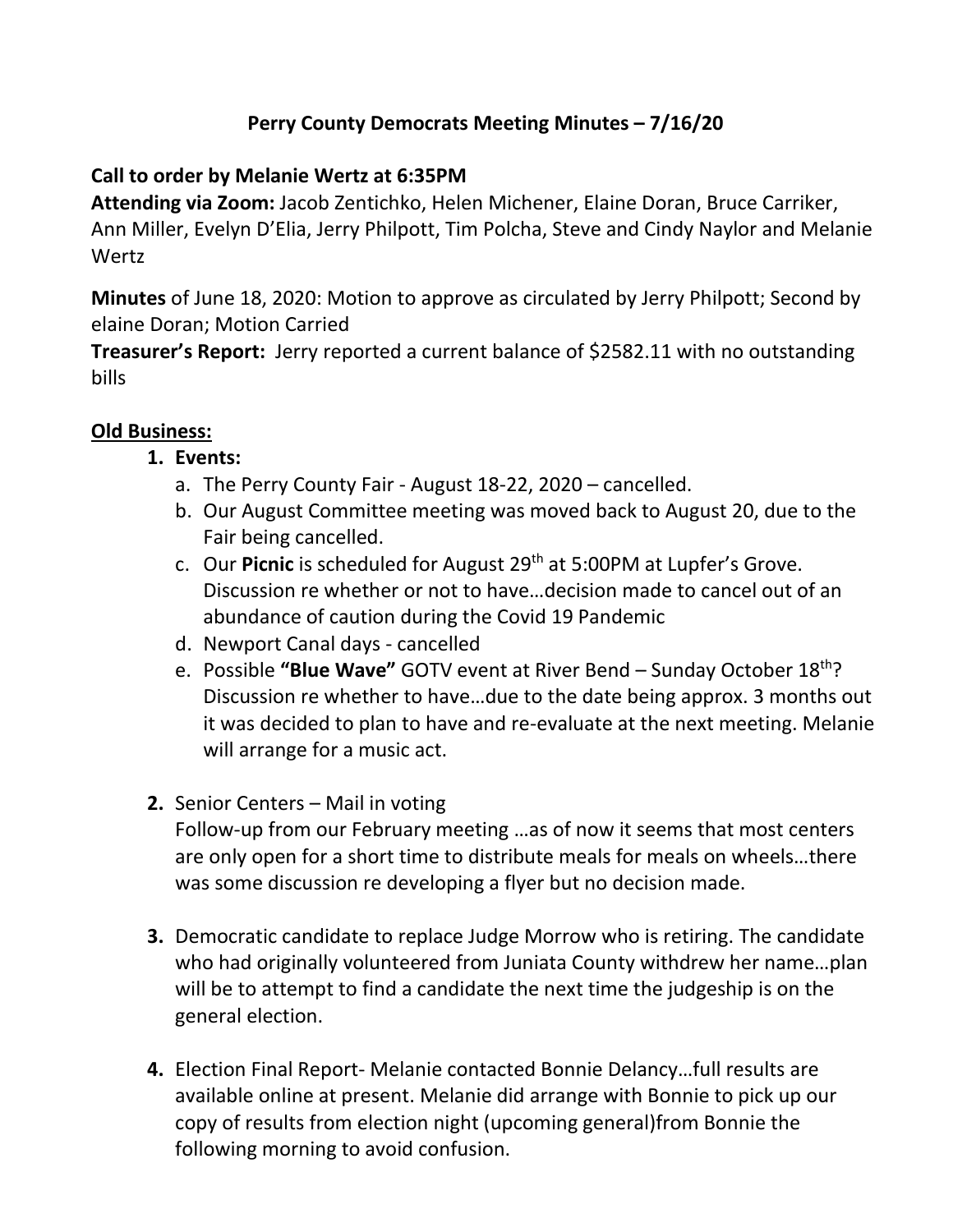# Perry County Democrats Meeting Minutes – 7/16/20

**Call to order by Melanie Wertz at 6:35PM**

**Attending via Zoom:** Jacob Zentichko, Helen Michener, Elaine Doran, Bruce Carriker, Ann Miller, Evelyn D'Elia, Jerry Philpott, Tim Polcha, Steve and Cindy Naylor and Melanie Wertz

**Minutes** of June 18, 2020: Motion to approve as circulated by Jerry Philpott; Second by elaine Doran; Motion Carried

**Treasurer's Report:** Jerry reported a current balance of $2582.11 with no outstanding bills

## Old Business:

1. **Events:**
   a. The Perry County Fair - August 18-22, 2020 – cancelled.
   b. Our August Committee meeting was moved back to August 20, due to the Fair being cancelled.
   c. Our **Picnic** is scheduled for August 29th at 5:00PM at Lupfer's Grove. Discussion re whether or not to have…decision made to cancel out of an abundance of caution during the Covid 19 Pandemic
   d. Newport Canal days - cancelled
   e. Possible **"Blue Wave"** GOTV event at River Bend – Sunday October 18th? Discussion re whether to have…due to the date being approx. 3 months out it was decided to plan to have and re-evaluate at the next meeting. Melanie will arrange for a music act.

2. Senior Centers – Mail in voting
   Follow-up from our February meeting …as of now it seems that most centers are only open for a short time to distribute meals for meals on wheels…there was some discussion re developing a flyer but no decision made.

3. Democratic candidate to replace Judge Morrow who is retiring. The candidate who had originally volunteered from Juniata County withdrew her name…plan will be to attempt to find a candidate the next time the judgeship is on the general election.

4. Election Final Report- Melanie contacted Bonnie Delancy…full results are available online at present. Melanie did arrange with Bonnie to pick up our copy of results from election night (upcoming general)from Bonnie the following morning to avoid confusion.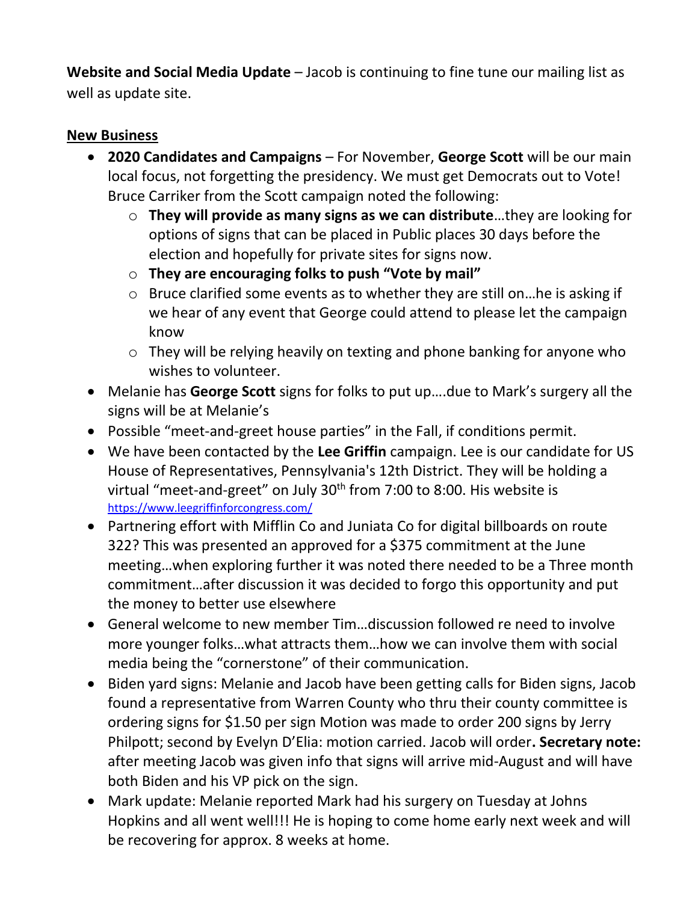**Website and Social Media Update** – Jacob is continuing to fine tune our mailing list as well as update site.

<u>**New Business**</u>

- **2020 Candidates and Campaigns** – For November, **George Scott** will be our main local focus, not forgetting the presidency. We must get Democrats out to Vote! Bruce Carriker from the Scott campaign noted the following:
  - **They will provide as many signs as we can distribute**…they are looking for options of signs that can be placed in Public places 30 days before the election and hopefully for private sites for signs now.
  - **They are encouraging folks to push "Vote by mail"**
  - Bruce clarified some events as to whether they are still on…he is asking if we hear of any event that George could attend to please let the campaign know
  - They will be relying heavily on texting and phone banking for anyone who wishes to volunteer.
- Melanie has **George Scott** signs for folks to put up….due to Mark's surgery all the signs will be at Melanie's
- Possible "meet-and-greet house parties" in the Fall, if conditions permit.
- We have been contacted by the **Lee Griffin** campaign. Lee is our candidate for US House of Representatives, Pennsylvania's 12th District. They will be holding a virtual "meet-and-greet" on July 30th from 7:00 to 8:00. His website is https://www.leegriffinforcongress.com/
- Partnering effort with Mifflin Co and Juniata Co for digital billboards on route 322? This was presented an approved for a $375 commitment at the June meeting…when exploring further it was noted there needed to be a Three month commitment…after discussion it was decided to forgo this opportunity and put the money to better use elsewhere
- General welcome to new member Tim…discussion followed re need to involve more younger folks…what attracts them…how we can involve them with social media being the "cornerstone" of their communication.
- Biden yard signs: Melanie and Jacob have been getting calls for Biden signs, Jacob found a representative from Warren County who thru their county committee is ordering signs for $1.50 per sign Motion was made to order 200 signs by Jerry Philpott; second by Evelyn D'Elia: motion carried. Jacob will order**. Secretary note:** after meeting Jacob was given info that signs will arrive mid-August and will have both Biden and his VP pick on the sign.
- Mark update: Melanie reported Mark had his surgery on Tuesday at Johns Hopkins and all went well!!! He is hoping to come home early next week and will be recovering for approx. 8 weeks at home.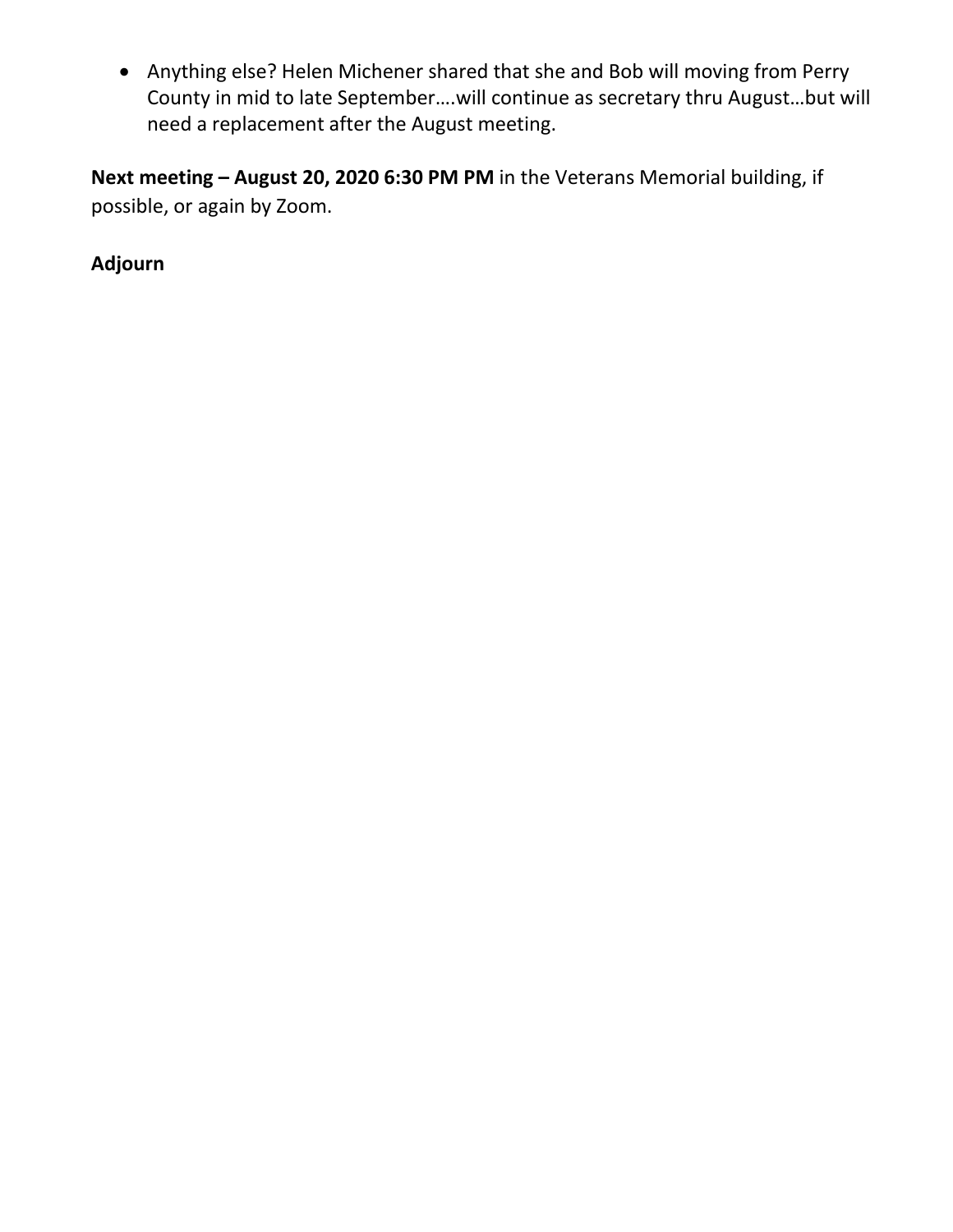- Anything else? Helen Michener shared that she and Bob will moving from Perry County in mid to late September….will continue as secretary thru August…but will need a replacement after the August meeting.

**Next meeting – August 20, 2020 6:30 PM PM** in the Veterans Memorial building, if possible, or again by Zoom.

**Adjourn**